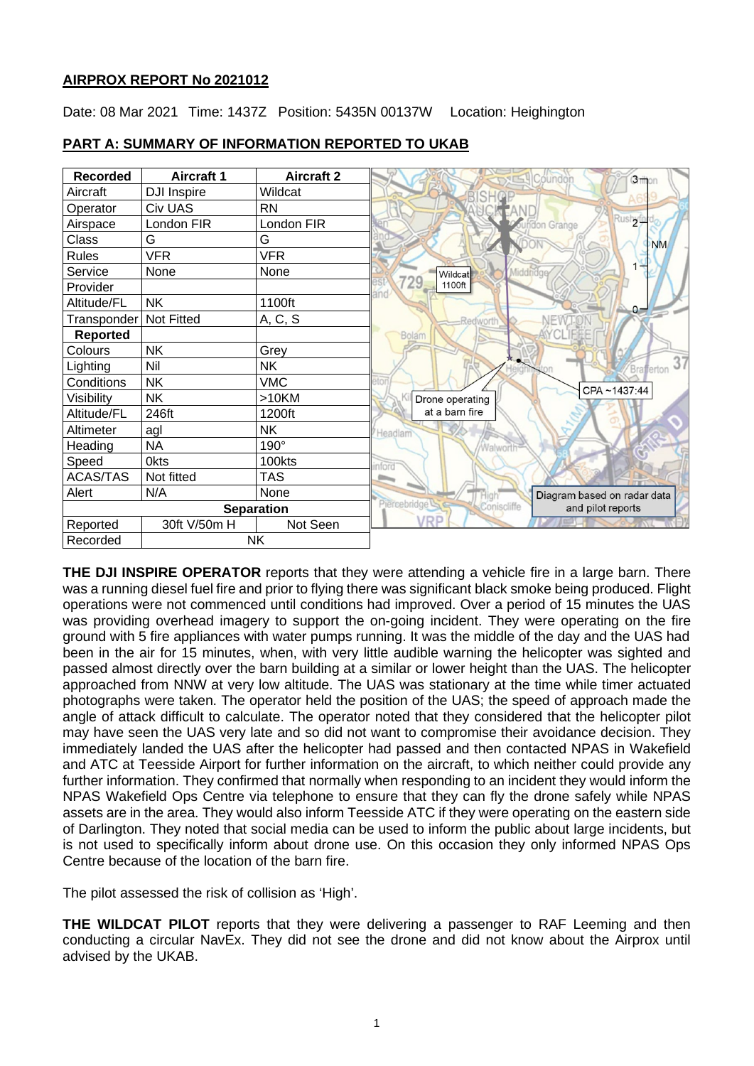## AIRPROX REPORT No 2021012

Date: 08 Mar 2021 Time: 1437Z Position: 5435N 00137W Location: Heighington

## PART A: SUMMARY OF INFORMATION REPORTED TO UKAB

| Recorded | Aircraft 1 | Aircraft 2 |
| --- | --- | --- |
| Aircraft | DJI Inspire | Wildcat |
| Operator | Civ UAS | RN |
| Airspace | London FIR | London FIR |
| Class | G | G |
| Rules | VFR | VFR |
| Service | None | None |
| Provider | | |
| Altitude/FL | NK | 1100ft |
| Transponder | Not Fitted | A, C, S |
| **Reported** | | |
| Colours | NK | Grey |
| Lighting | Nil | NK |
| Conditions | NK | VMC |
| Visibility | NK | >10KM |
| Altitude/FL | 246ft | 1200ft |
| Altimeter | agl | NK |
| Heading | NA | 190° |
| Speed | 0kts | 100kts |
| ACAS/TAS | Not fitted | TAS |
| Alert | N/A | None |
| **Separation** | | |
| Reported | 30ft V/50m H | Not Seen |
| Recorded | NK | |

Wildcat 1100ft

Drone operating at a barn fire

CPA ~1437:44

Diagram based on radar data and pilot reports

**THE DJI INSPIRE OPERATOR** reports that they were attending a vehicle fire in a large barn. There was a running diesel fuel fire and prior to flying there was significant black smoke being produced. Flight operations were not commenced until conditions had improved. Over a period of 15 minutes the UAS was providing overhead imagery to support the on-going incident. They were operating on the fire ground with 5 fire appliances with water pumps running. It was the middle of the day and the UAS had been in the air for 15 minutes, when, with very little audible warning the helicopter was sighted and passed almost directly over the barn building at a similar or lower height than the UAS. The helicopter approached from NNW at very low altitude. The UAS was stationary at the time while timer actuated photographs were taken. The operator held the position of the UAS; the speed of approach made the angle of attack difficult to calculate. The operator noted that they considered that the helicopter pilot may have seen the UAS very late and so did not want to compromise their avoidance decision. They immediately landed the UAS after the helicopter had passed and then contacted NPAS in Wakefield and ATC at Teesside Airport for further information on the aircraft, to which neither could provide any further information. They confirmed that normally when responding to an incident they would inform the NPAS Wakefield Ops Centre via telephone to ensure that they can fly the drone safely while NPAS assets are in the area. They would also inform Teesside ATC if they were operating on the eastern side of Darlington. They noted that social media can be used to inform the public about large incidents, but is not used to specifically inform about drone use. On this occasion they only informed NPAS Ops Centre because of the location of the barn fire.

The pilot assessed the risk of collision as 'High'.

**THE WILDCAT PILOT** reports that they were delivering a passenger to RAF Leeming and then conducting a circular NavEx. They did not see the drone and did not know about the Airprox until advised by the UKAB.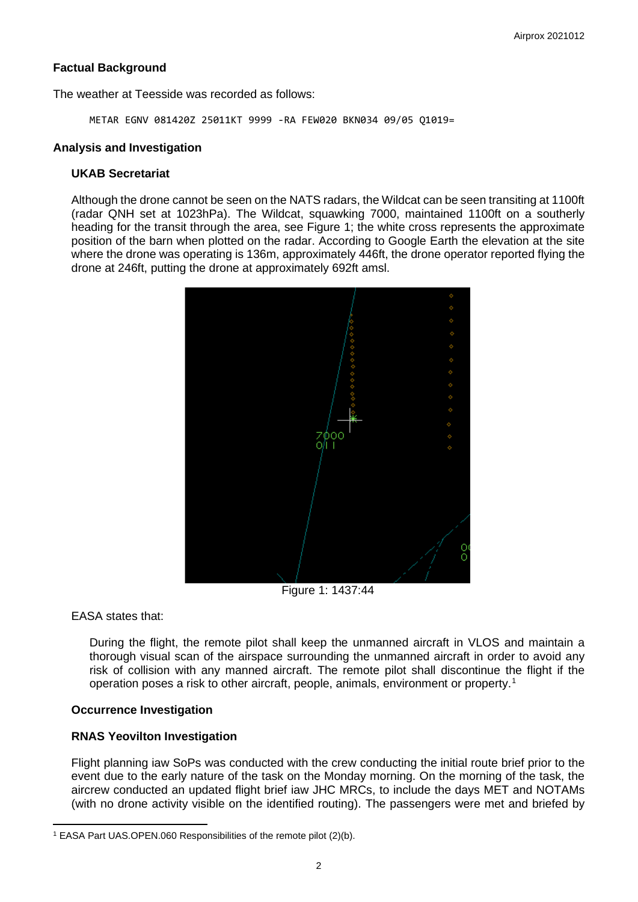## Factual Background

The weather at Teesside was recorded as follows:

```
METAR EGNV 081420Z 25011KT 9999 -RA FEW020 BKN034 09/05 Q1019=
```

## Analysis and Investigation

### UKAB Secretariat

Although the drone cannot be seen on the NATS radars, the Wildcat can be seen transiting at 1100ft (radar QNH set at 1023hPa). The Wildcat, squawking 7000, maintained 1100ft on a southerly heading for the transit through the area, see Figure 1; the white cross represents the approximate position of the barn when plotted on the radar. According to Google Earth the elevation at the site where the drone was operating is 136m, approximately 446ft, the drone operator reported flying the drone at 246ft, putting the drone at approximately 692ft amsl.

Figure 1: 1437:44

EASA states that:

> During the flight, the remote pilot shall keep the unmanned aircraft in VLOS and maintain a thorough visual scan of the airspace surrounding the unmanned aircraft in order to avoid any risk of collision with any manned aircraft. The remote pilot shall discontinue the flight if the operation poses a risk to other aircraft, people, animals, environment or property.[1]

### Occurrence Investigation

### RNAS Yeovilton Investigation

Flight planning iaw SoPs was conducted with the crew conducting the initial route brief prior to the event due to the early nature of the task on the Monday morning. On the morning of the task, the aircrew conducted an updated flight brief iaw JHC MRCs, to include the days MET and NOTAMs (with no drone activity visible on the identified routing). The passengers were met and briefed by

---

[1] EASA Part UAS.OPEN.060 Responsibilities of the remote pilot (2)(b).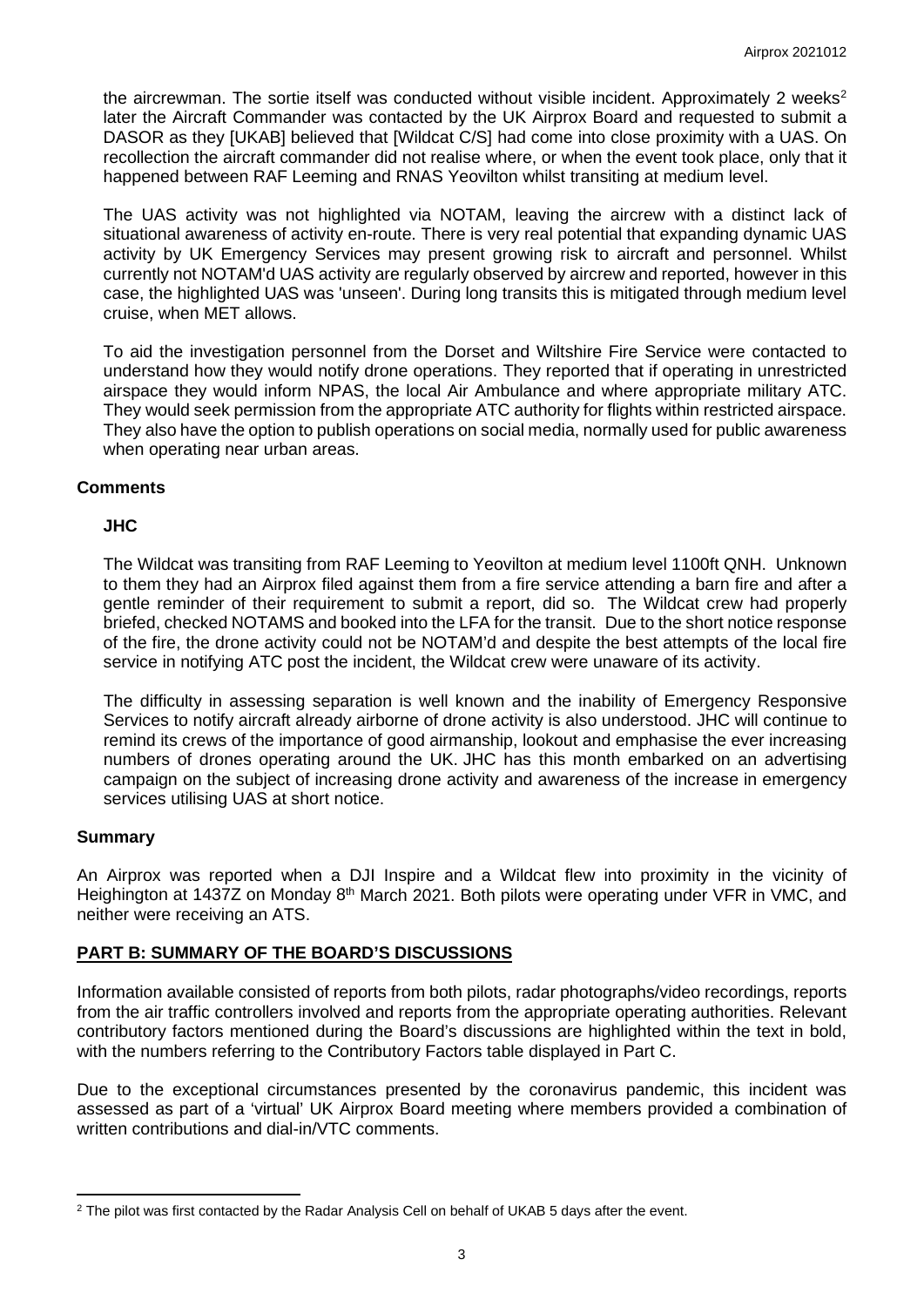the aircrewman. The sortie itself was conducted without visible incident. Approximately 2 weeks[2] later the Aircraft Commander was contacted by the UK Airprox Board and requested to submit a DASOR as they [UKAB] believed that [Wildcat C/S] had come into close proximity with a UAS. On recollection the aircraft commander did not realise where, or when the event took place, only that it happened between RAF Leeming and RNAS Yeovilton whilst transiting at medium level.

The UAS activity was not highlighted via NOTAM, leaving the aircrew with a distinct lack of situational awareness of activity en-route. There is very real potential that expanding dynamic UAS activity by UK Emergency Services may present growing risk to aircraft and personnel. Whilst currently not NOTAM'd UAS activity are regularly observed by aircrew and reported, however in this case, the highlighted UAS was 'unseen'. During long transits this is mitigated through medium level cruise, when MET allows.

To aid the investigation personnel from the Dorset and Wiltshire Fire Service were contacted to understand how they would notify drone operations. They reported that if operating in unrestricted airspace they would inform NPAS, the local Air Ambulance and where appropriate military ATC. They would seek permission from the appropriate ATC authority for flights within restricted airspace. They also have the option to publish operations on social media, normally used for public awareness when operating near urban areas.

## Comments

### JHC

The Wildcat was transiting from RAF Leeming to Yeovilton at medium level 1100ft QNH. Unknown to them they had an Airprox filed against them from a fire service attending a barn fire and after a gentle reminder of their requirement to submit a report, did so. The Wildcat crew had properly briefed, checked NOTAMS and booked into the LFA for the transit. Due to the short notice response of the fire, the drone activity could not be NOTAM'd and despite the best attempts of the local fire service in notifying ATC post the incident, the Wildcat crew were unaware of its activity.

The difficulty in assessing separation is well known and the inability of Emergency Responsive Services to notify aircraft already airborne of drone activity is also understood. JHC will continue to remind its crews of the importance of good airmanship, lookout and emphasise the ever increasing numbers of drones operating around the UK. JHC has this month embarked on an advertising campaign on the subject of increasing drone activity and awareness of the increase in emergency services utilising UAS at short notice.

## Summary

An Airprox was reported when a DJI Inspire and a Wildcat flew into proximity in the vicinity of Heighington at 1437Z on Monday 8th March 2021. Both pilots were operating under VFR in VMC, and neither were receiving an ATS.

## PART B: SUMMARY OF THE BOARD'S DISCUSSIONS

Information available consisted of reports from both pilots, radar photographs/video recordings, reports from the air traffic controllers involved and reports from the appropriate operating authorities. Relevant contributory factors mentioned during the Board's discussions are highlighted within the text in bold, with the numbers referring to the Contributory Factors table displayed in Part C.

Due to the exceptional circumstances presented by the coronavirus pandemic, this incident was assessed as part of a 'virtual' UK Airprox Board meeting where members provided a combination of written contributions and dial-in/VTC comments.

[2] The pilot was first contacted by the Radar Analysis Cell on behalf of UKAB 5 days after the event.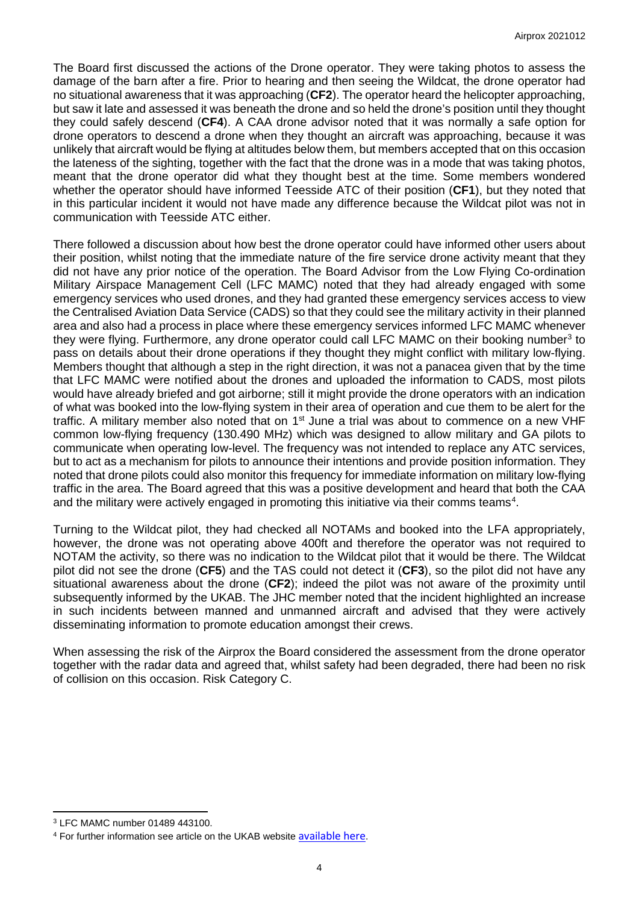The Board first discussed the actions of the Drone operator. They were taking photos to assess the damage of the barn after a fire. Prior to hearing and then seeing the Wildcat, the drone operator had no situational awareness that it was approaching (**CF2**). The operator heard the helicopter approaching, but saw it late and assessed it was beneath the drone and so held the drone's position until they thought they could safely descend (**CF4**). A CAA drone advisor noted that it was normally a safe option for drone operators to descend a drone when they thought an aircraft was approaching, because it was unlikely that aircraft would be flying at altitudes below them, but members accepted that on this occasion the lateness of the sighting, together with the fact that the drone was in a mode that was taking photos, meant that the drone operator did what they thought best at the time. Some members wondered whether the operator should have informed Teesside ATC of their position (**CF1**), but they noted that in this particular incident it would not have made any difference because the Wildcat pilot was not in communication with Teesside ATC either.

There followed a discussion about how best the drone operator could have informed other users about their position, whilst noting that the immediate nature of the fire service drone activity meant that they did not have any prior notice of the operation. The Board Advisor from the Low Flying Co-ordination Military Airspace Management Cell (LFC MAMC) noted that they had already engaged with some emergency services who used drones, and they had granted these emergency services access to view the Centralised Aviation Data Service (CADS) so that they could see the military activity in their planned area and also had a process in place where these emergency services informed LFC MAMC whenever they were flying. Furthermore, any drone operator could call LFC MAMC on their booking number[3] to pass on details about their drone operations if they thought they might conflict with military low-flying. Members thought that although a step in the right direction, it was not a panacea given that by the time that LFC MAMC were notified about the drones and uploaded the information to CADS, most pilots would have already briefed and got airborne; still it might provide the drone operators with an indication of what was booked into the low-flying system in their area of operation and cue them to be alert for the traffic. A military member also noted that on 1st June a trial was about to commence on a new VHF common low-flying frequency (130.490 MHz) which was designed to allow military and GA pilots to communicate when operating low-level. The frequency was not intended to replace any ATC services, but to act as a mechanism for pilots to announce their intentions and provide position information. They noted that drone pilots could also monitor this frequency for immediate information on military low-flying traffic in the area. The Board agreed that this was a positive development and heard that both the CAA and the military were actively engaged in promoting this initiative via their comms teams[4].

Turning to the Wildcat pilot, they had checked all NOTAMs and booked into the LFA appropriately, however, the drone was not operating above 400ft and therefore the operator was not required to NOTAM the activity, so there was no indication to the Wildcat pilot that it would be there. The Wildcat pilot did not see the drone (**CF5**) and the TAS could not detect it (**CF3**), so the pilot did not have any situational awareness about the drone (**CF2**); indeed the pilot was not aware of the proximity until subsequently informed by the UKAB. The JHC member noted that the incident highlighted an increase in such incidents between manned and unmanned aircraft and advised that they were actively disseminating information to promote education amongst their crews.

When assessing the risk of the Airprox the Board considered the assessment from the drone operator together with the radar data and agreed that, whilst safety had been degraded, there had been no risk of collision on this occasion. Risk Category C.

---

[3] LFC MAMC number 01489 443100.

[4] For further information see article on the UKAB website available here.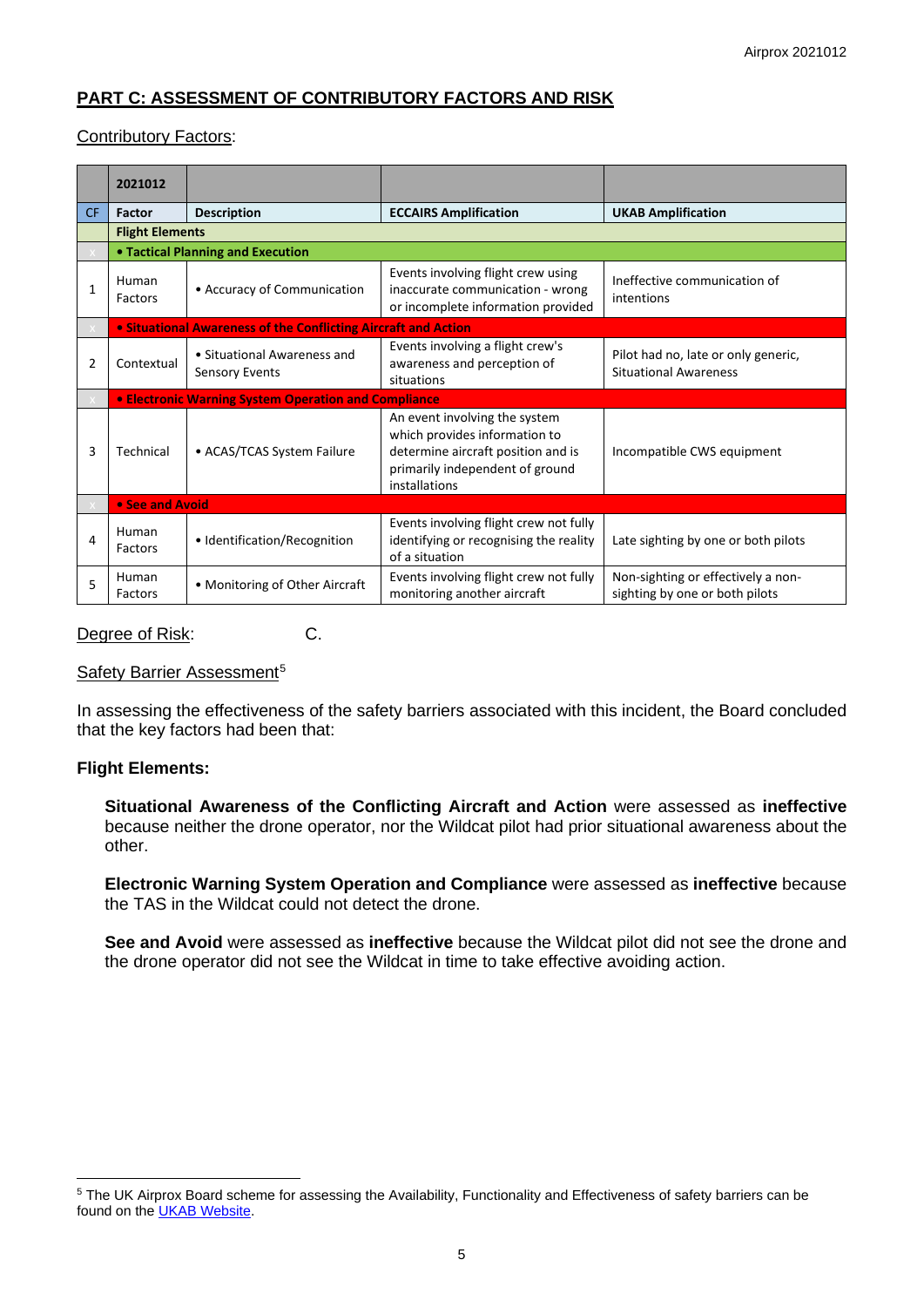## PART C: ASSESSMENT OF CONTRIBUTORY FACTORS AND RISK

Contributory Factors:

| | 2021012 | | | |
|---|---|---|---|---|
| CF | Factor | Description | ECCAIRS Amplification | UKAB Amplification |
| | **Flight Elements** | | | |
| | **• Tactical Planning and Execution** | | | |
| 1 | Human Factors | • Accuracy of Communication | Events involving flight crew using inaccurate communication - wrong or incomplete information provided | Ineffective communication of intentions |
| | **• Situational Awareness of the Conflicting Aircraft and Action** | | | |
| 2 | Contextual | • Situational Awareness and Sensory Events | Events involving a flight crew's awareness and perception of situations | Pilot had no, late or only generic, Situational Awareness |
| | **• Electronic Warning System Operation and Compliance** | | | |
| 3 | Technical | • ACAS/TCAS System Failure | An event involving the system which provides information to determine aircraft position and is primarily independent of ground installations | Incompatible CWS equipment |
| | **• See and Avoid** | | | |
| 4 | Human Factors | • Identification/Recognition | Events involving flight crew not fully identifying or recognising the reality of a situation | Late sighting by one or both pilots |
| 5 | Human Factors | • Monitoring of Other Aircraft | Events involving flight crew not fully monitoring another aircraft | Non-sighting or effectively a non-sighting by one or both pilots |

Degree of Risk: C.

Safety Barrier Assessment[5]

In assessing the effectiveness of the safety barriers associated with this incident, the Board concluded that the key factors had been that:

**Flight Elements:**

**Situational Awareness of the Conflicting Aircraft and Action** were assessed as **ineffective** because neither the drone operator, nor the Wildcat pilot had prior situational awareness about the other.

**Electronic Warning System Operation and Compliance** were assessed as **ineffective** because the TAS in the Wildcat could not detect the drone.

**See and Avoid** were assessed as **ineffective** because the Wildcat pilot did not see the drone and the drone operator did not see the Wildcat in time to take effective avoiding action.

---

[5] The UK Airprox Board scheme for assessing the Availability, Functionality and Effectiveness of safety barriers can be found on the UKAB Website.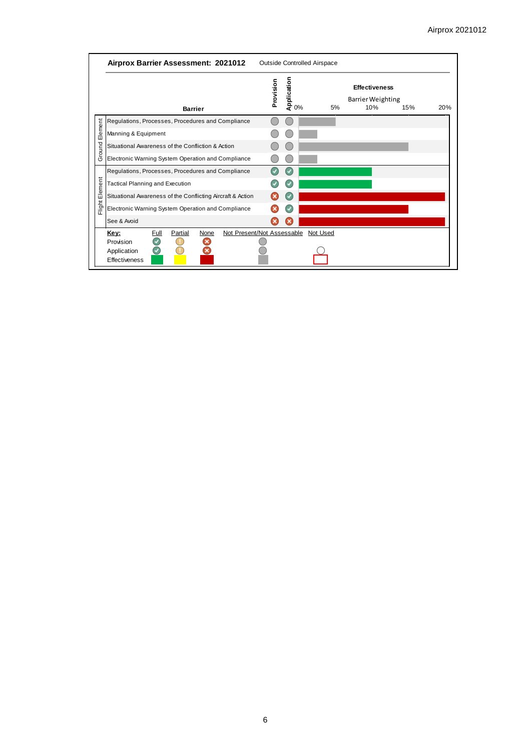**Airprox Barrier Assessment: 2021012** Outside Controlled Airspace

| Element | Barrier | Provision | Application |
|---|---|---|---|
| Ground Element | Regulations, Processes, Procedures and Compliance | Not Present/Not Assessable | Not Present/Not Assessable |
| | Manning & Equipment | Not Present/Not Assessable | Not Present/Not Assessable |
| | Situational Awareness of the Confliction & Action | Not Present/Not Assessable | Not Present/Not Assessable |
| | Electronic Warning System Operation and Compliance | Not Present/Not Assessable | Not Present/Not Assessable |
| Flight Element | Regulations, Processes, Procedures and Compliance | Full | Full |
| | Tactical Planning and Execution | Full | Full |
| | Situational Awareness of the Conflicting Aircraft & Action | None | Full |
| | Electronic Warning System Operation and Compliance | None | Full |
| | See & Avoid | None | None |

Effectiveness

Barrier Weighting

0% 5% 10% 15% 20%

**Key:** Full, Partial, None, Not Present/Not Assessable, Not Used

Provision

Application

Effectiveness